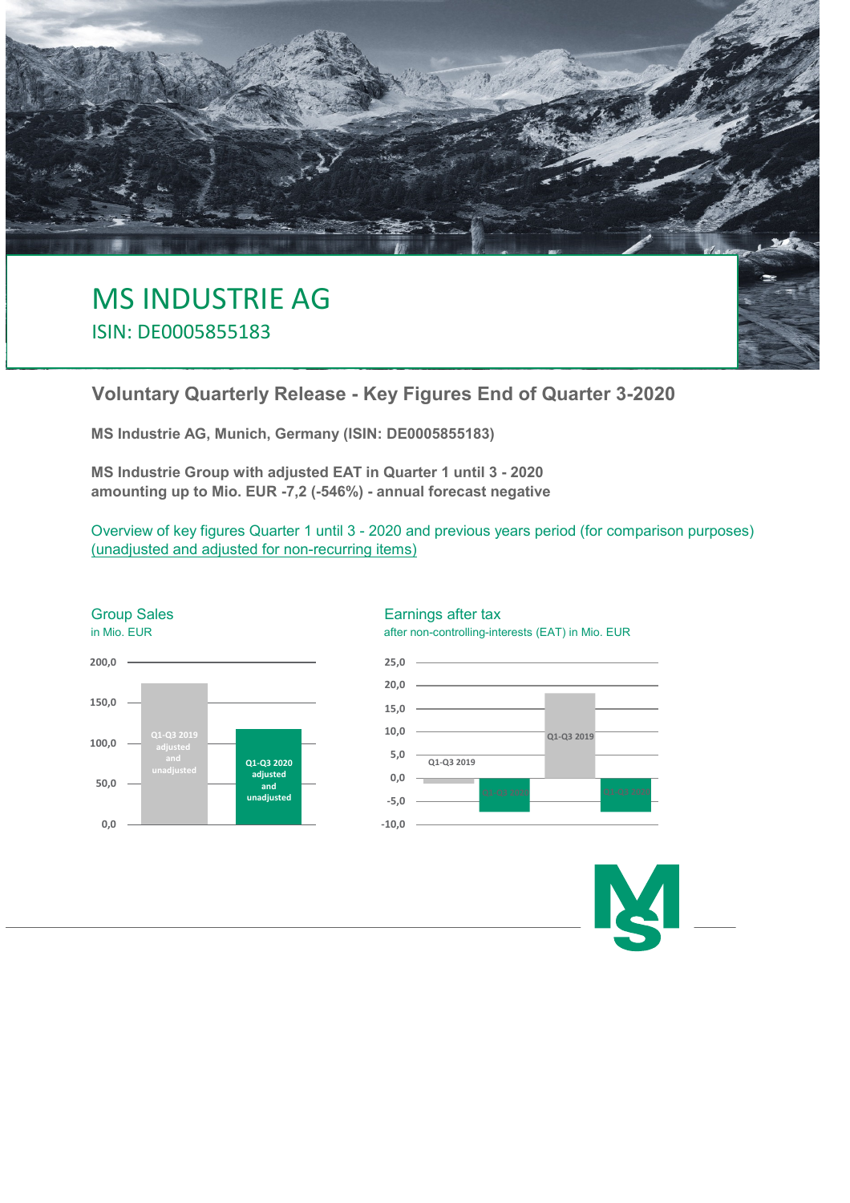# MS INDUSTRIE AG

ISIN: DE0005855183

## Voluntary Quarterly Release - Key Figures End of Quarter 3-2020

**MS Industrie AG, Munich, Germany (ISIN: DE0005855183)**

**MS Industrie Group with adjusted EAT in Quarter 1 until 3 - 2020 amounting up to Mio. EUR -7,2 (-546%) - annual forecast negative**

Overview of key figures Quarter 1 until 3 - 2020 and previous years period (for comparison purposes) (unadjusted and adjusted for non-recurring items)

### Group Sales

in Mio. EUR

| | Q1-Q3 2019 adjusted and unadjusted | Q1-Q3 2020 adjusted and unadjusted |
|---|---|---|

### Earnings after tax

after non-controlling-interests (EAT) in Mio. EUR

| | Q1-Q3 2019 | Q1-Q3 2020 | Q1-Q3 2019 | Q1-Q3 2020 |
|---|---|---|---|---|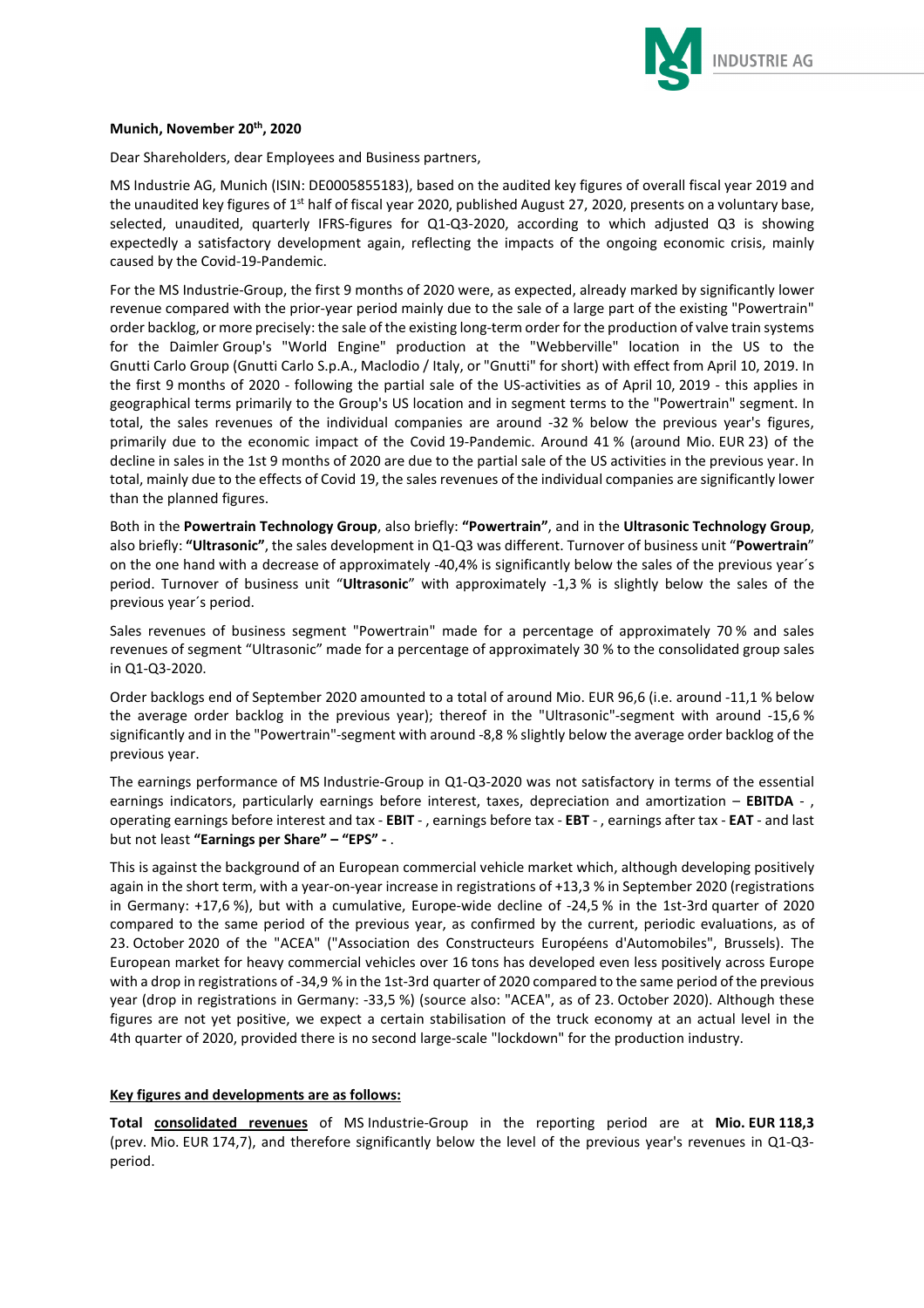**Munich, November 20th, 2020**

Dear Shareholders, dear Employees and Business partners,

MS Industrie AG, Munich (ISIN: DE0005855183), based on the audited key figures of overall fiscal year 2019 and the unaudited key figures of 1st half of fiscal year 2020, published August 27, 2020, presents on a voluntary base, selected, unaudited, quarterly IFRS-figures for Q1-Q3-2020, according to which adjusted Q3 is showing expectedly a satisfactory development again, reflecting the impacts of the ongoing economic crisis, mainly caused by the Covid-19-Pandemic.

For the MS Industrie-Group, the first 9 months of 2020 were, as expected, already marked by significantly lower revenue compared with the prior-year period mainly due to the sale of a large part of the existing "Powertrain" order backlog, or more precisely: the sale of the existing long-term order for the production of valve train systems for the Daimler Group's "World Engine" production at the "Webberville" location in the US to the Gnutti Carlo Group (Gnutti Carlo S.p.A., Maclodio / Italy, or "Gnutti" for short) with effect from April 10, 2019. In the first 9 months of 2020 - following the partial sale of the US-activities as of April 10, 2019 - this applies in geographical terms primarily to the Group's US location and in segment terms to the "Powertrain" segment. In total, the sales revenues of the individual companies are around -32 % below the previous year's figures, primarily due to the economic impact of the Covid 19-Pandemic. Around 41 % (around Mio. EUR 23) of the decline in sales in the 1st 9 months of 2020 are due to the partial sale of the US activities in the previous year. In total, mainly due to the effects of Covid 19, the sales revenues of the individual companies are significantly lower than the planned figures.

Both in the **Powertrain Technology Group**, also briefly: **"Powertrain"**, and in the **Ultrasonic Technology Group**, also briefly: **"Ultrasonic"**, the sales development in Q1-Q3 was different. Turnover of business unit "**Powertrain**" on the one hand with a decrease of approximately -40,4% is significantly below the sales of the previous year´s period. Turnover of business unit "**Ultrasonic**" with approximately -1,3 % is slightly below the sales of the previous year´s period.

Sales revenues of business segment "Powertrain" made for a percentage of approximately 70 % and sales revenues of segment "Ultrasonic" made for a percentage of approximately 30 % to the consolidated group sales in Q1-Q3-2020.

Order backlogs end of September 2020 amounted to a total of around Mio. EUR 96,6 (i.e. around -11,1 % below the average order backlog in the previous year); thereof in the "Ultrasonic"-segment with around -15,6 % significantly and in the "Powertrain"-segment with around -8,8 % slightly below the average order backlog of the previous year.

The earnings performance of MS Industrie-Group in Q1-Q3-2020 was not satisfactory in terms of the essential earnings indicators, particularly earnings before interest, taxes, depreciation and amortization – **EBITDA** - , operating earnings before interest and tax - **EBIT** - , earnings before tax - **EBT** - , earnings after tax - **EAT** - and last but not least **"Earnings per Share" – "EPS" -** .

This is against the background of an European commercial vehicle market which, although developing positively again in the short term, with a year-on-year increase in registrations of +13,3 % in September 2020 (registrations in Germany: +17,6 %), but with a cumulative, Europe-wide decline of -24,5 % in the 1st-3rd quarter of 2020 compared to the same period of the previous year, as confirmed by the current, periodic evaluations, as of 23. October 2020 of the "ACEA" ("Association des Constructeurs Européens d'Automobiles", Brussels). The European market for heavy commercial vehicles over 16 tons has developed even less positively across Europe with a drop in registrations of -34,9 % in the 1st-3rd quarter of 2020 compared to the same period of the previous year (drop in registrations in Germany: -33,5 %) (source also: "ACEA", as of 23. October 2020). Although these figures are not yet positive, we expect a certain stabilisation of the truck economy at an actual level in the 4th quarter of 2020, provided there is no second large-scale "lockdown" for the production industry.

**Key figures and developments are as follows:**

**Total consolidated revenues** of MS Industrie-Group in the reporting period are at **Mio. EUR 118,3** (prev. Mio. EUR 174,7), and therefore significantly below the level of the previous year's revenues in Q1-Q3-period.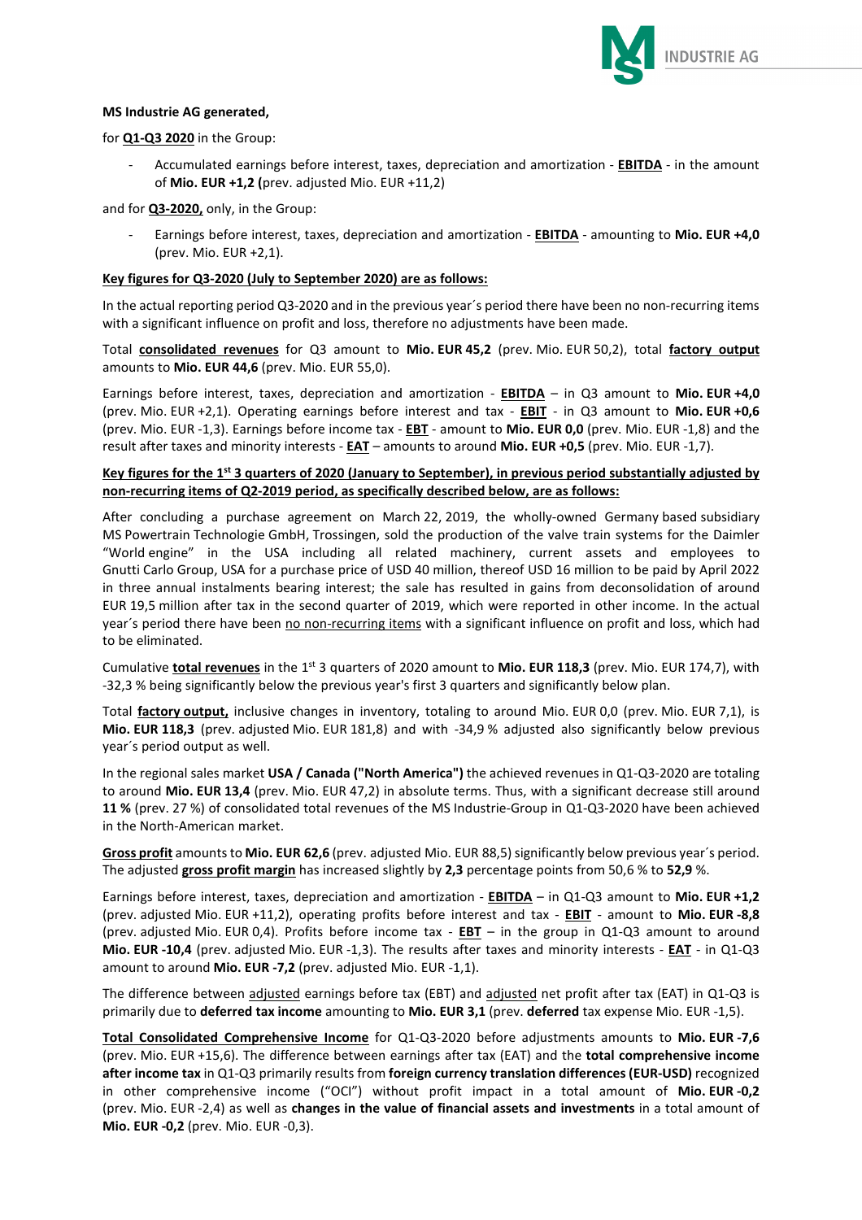**MS Industrie AG generated,**

for **Q1-Q3 2020** in the Group:

- Accumulated earnings before interest, taxes, depreciation and amortization - **EBITDA** - in the amount of **Mio. EUR +1,2 (**prev. adjusted Mio. EUR +11,2)

and for **Q3-2020,** only, in the Group:

- Earnings before interest, taxes, depreciation and amortization - **EBITDA** - amounting to **Mio. EUR +4,0** (prev. Mio. EUR +2,1).

**Key figures for Q3-2020 (July to September 2020) are as follows:**

In the actual reporting period Q3-2020 and in the previous year´s period there have been no non-recurring items with a significant influence on profit and loss, therefore no adjustments have been made.

Total **consolidated revenues** for Q3 amount to **Mio. EUR 45,2** (prev. Mio. EUR 50,2), total **factory output** amounts to **Mio. EUR 44,6** (prev. Mio. EUR 55,0).

Earnings before interest, taxes, depreciation and amortization - **EBITDA** – in Q3 amount to **Mio. EUR +4,0** (prev. Mio. EUR +2,1). Operating earnings before interest and tax - **EBIT** - in Q3 amount to **Mio. EUR +0,6** (prev. Mio. EUR -1,3). Earnings before income tax - **EBT** - amount to **Mio. EUR 0,0** (prev. Mio. EUR -1,8) and the result after taxes and minority interests - **EAT** – amounts to around **Mio. EUR +0,5** (prev. Mio. EUR -1,7).

**Key figures for the 1st 3 quarters of 2020 (January to September), in previous period substantially adjusted by non-recurring items of Q2-2019 period, as specifically described below, are as follows:**

After concluding a purchase agreement on March 22, 2019, the wholly-owned Germany based subsidiary MS Powertrain Technologie GmbH, Trossingen, sold the production of the valve train systems for the Daimler "World engine" in the USA including all related machinery, current assets and employees to Gnutti Carlo Group, USA for a purchase price of USD 40 million, thereof USD 16 million to be paid by April 2022 in three annual instalments bearing interest; the sale has resulted in gains from deconsolidation of around EUR 19,5 million after tax in the second quarter of 2019, which were reported in other income. In the actual year´s period there have been no non-recurring items with a significant influence on profit and loss, which had to be eliminated.

Cumulative **total revenues** in the 1st 3 quarters of 2020 amount to **Mio. EUR 118,3** (prev. Mio. EUR 174,7), with -32,3 % being significantly below the previous year's first 3 quarters and significantly below plan.

Total **factory output,** inclusive changes in inventory, totaling to around Mio. EUR 0,0 (prev. Mio. EUR 7,1), is **Mio. EUR 118,3** (prev. adjusted Mio. EUR 181,8) and with -34,9 % adjusted also significantly below previous year´s period output as well.

In the regional sales market **USA / Canada ("North America")** the achieved revenues in Q1-Q3-2020 are totaling to around **Mio. EUR 13,4** (prev. Mio. EUR 47,2) in absolute terms. Thus, with a significant decrease still around **11 %** (prev. 27 %) of consolidated total revenues of the MS Industrie-Group in Q1-Q3-2020 have been achieved in the North-American market.

**Gross profit** amounts to **Mio. EUR 62,6** (prev. adjusted Mio. EUR 88,5) significantly below previous year´s period. The adjusted **gross profit margin** has increased slightly by **2,3** percentage points from 50,6 % to **52,9** %.

Earnings before interest, taxes, depreciation and amortization - **EBITDA** – in Q1-Q3 amount to **Mio. EUR +1,2** (prev. adjusted Mio. EUR +11,2), operating profits before interest and tax - **EBIT** - amount to **Mio. EUR -8,8** (prev. adjusted Mio. EUR 0,4). Profits before income tax - **EBT** – in the group in Q1-Q3 amount to around **Mio. EUR -10,4** (prev. adjusted Mio. EUR -1,3). The results after taxes and minority interests - **EAT** - in Q1-Q3 amount to around **Mio. EUR -7,2** (prev. adjusted Mio. EUR -1,1).

The difference between adjusted earnings before tax (EBT) and adjusted net profit after tax (EAT) in Q1-Q3 is primarily due to **deferred tax income** amounting to **Mio. EUR 3,1** (prev. **deferred** tax expense Mio. EUR -1,5).

**Total Consolidated Comprehensive Income** for Q1-Q3-2020 before adjustments amounts to **Mio. EUR -7,6** (prev. Mio. EUR +15,6). The difference between earnings after tax (EAT) and the **total comprehensive income after income tax** in Q1-Q3 primarily results from **foreign currency translation differences (EUR-USD)** recognized in other comprehensive income ("OCI") without profit impact in a total amount of **Mio. EUR -0,2** (prev. Mio. EUR -2,4) as well as **changes in the value of financial assets and investments** in a total amount of **Mio. EUR -0,2** (prev. Mio. EUR -0,3).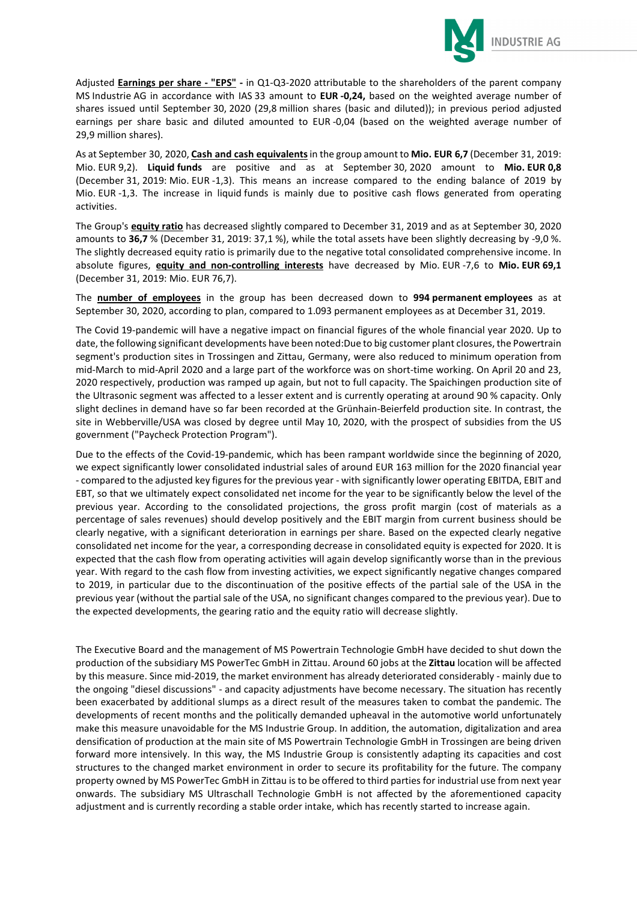Adjusted **Earnings per share - "EPS" -** in Q1-Q3-2020 attributable to the shareholders of the parent company MS Industrie AG in accordance with IAS 33 amount to **EUR -0,24,** based on the weighted average number of shares issued until September 30, 2020 (29,8 million shares (basic and diluted)); in previous period adjusted earnings per share basic and diluted amounted to EUR -0,04 (based on the weighted average number of 29,9 million shares).

As at September 30, 2020, **Cash and cash equivalents** in the group amount to **Mio. EUR 6,7** (December 31, 2019: Mio. EUR 9,2). **Liquid funds** are positive and as at September 30, 2020 amount to **Mio. EUR 0,8** (December 31, 2019: Mio. EUR -1,3). This means an increase compared to the ending balance of 2019 by Mio. EUR -1,3. The increase in liquid funds is mainly due to positive cash flows generated from operating activities.

The Group's **equity ratio** has decreased slightly compared to December 31, 2019 and as at September 30, 2020 amounts to **36,7** % (December 31, 2019: 37,1 %), while the total assets have been slightly decreasing by -9,0 %. The slightly decreased equity ratio is primarily due to the negative total consolidated comprehensive income. In absolute figures, **equity and non-controlling interests** have decreased by Mio. EUR -7,6 to **Mio. EUR 69,1** (December 31, 2019: Mio. EUR 76,7).

The **number of employees** in the group has been decreased down to **994 permanent employees** as at September 30, 2020, according to plan, compared to 1.093 permanent employees as at December 31, 2019.

The Covid 19-pandemic will have a negative impact on financial figures of the whole financial year 2020. Up to date, the following significant developments have been noted:Due to big customer plant closures, the Powertrain segment's production sites in Trossingen and Zittau, Germany, were also reduced to minimum operation from mid-March to mid-April 2020 and a large part of the workforce was on short-time working. On April 20 and 23, 2020 respectively, production was ramped up again, but not to full capacity. The Spaichingen production site of the Ultrasonic segment was affected to a lesser extent and is currently operating at around 90 % capacity. Only slight declines in demand have so far been recorded at the Grünhain-Beierfeld production site. In contrast, the site in Webberville/USA was closed by degree until May 10, 2020, with the prospect of subsidies from the US government ("Paycheck Protection Program").

Due to the effects of the Covid-19-pandemic, which has been rampant worldwide since the beginning of 2020, we expect significantly lower consolidated industrial sales of around EUR 163 million for the 2020 financial year - compared to the adjusted key figures for the previous year - with significantly lower operating EBITDA, EBIT and EBT, so that we ultimately expect consolidated net income for the year to be significantly below the level of the previous year. According to the consolidated projections, the gross profit margin (cost of materials as a percentage of sales revenues) should develop positively and the EBIT margin from current business should be clearly negative, with a significant deterioration in earnings per share. Based on the expected clearly negative consolidated net income for the year, a corresponding decrease in consolidated equity is expected for 2020. It is expected that the cash flow from operating activities will again develop significantly worse than in the previous year. With regard to the cash flow from investing activities, we expect significantly negative changes compared to 2019, in particular due to the discontinuation of the positive effects of the partial sale of the USA in the previous year (without the partial sale of the USA, no significant changes compared to the previous year). Due to the expected developments, the gearing ratio and the equity ratio will decrease slightly.

The Executive Board and the management of MS Powertrain Technologie GmbH have decided to shut down the production of the subsidiary MS PowerTec GmbH in Zittau. Around 60 jobs at the **Zittau** location will be affected by this measure. Since mid-2019, the market environment has already deteriorated considerably - mainly due to the ongoing "diesel discussions" - and capacity adjustments have become necessary. The situation has recently been exacerbated by additional slumps as a direct result of the measures taken to combat the pandemic. The developments of recent months and the politically demanded upheaval in the automotive world unfortunately make this measure unavoidable for the MS Industrie Group. In addition, the automation, digitalization and area densification of production at the main site of MS Powertrain Technologie GmbH in Trossingen are being driven forward more intensively. In this way, the MS Industrie Group is consistently adapting its capacities and cost structures to the changed market environment in order to secure its profitability for the future. The company property owned by MS PowerTec GmbH in Zittau is to be offered to third parties for industrial use from next year onwards. The subsidiary MS Ultraschall Technologie GmbH is not affected by the aforementioned capacity adjustment and is currently recording a stable order intake, which has recently started to increase again.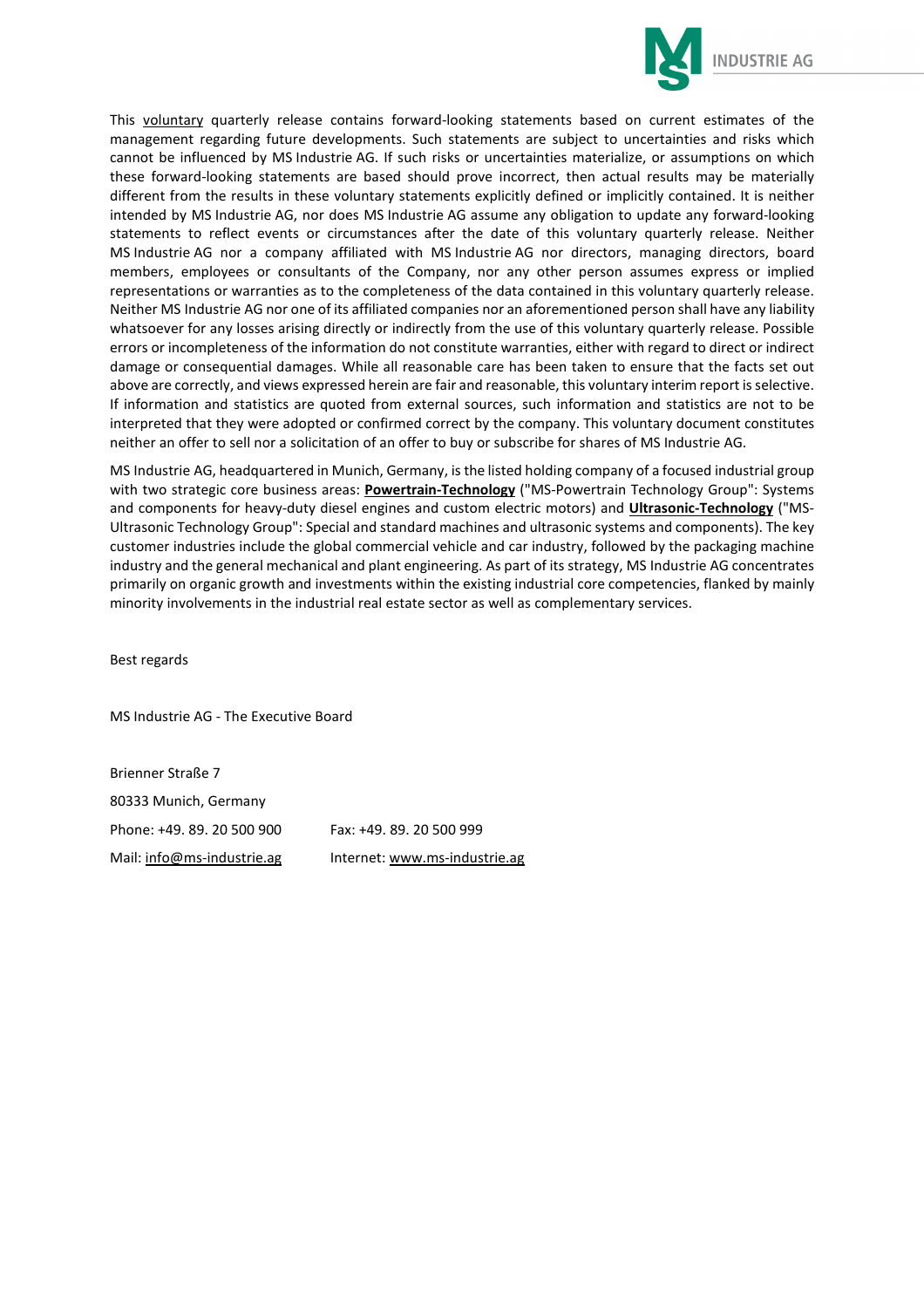This voluntary quarterly release contains forward-looking statements based on current estimates of the management regarding future developments. Such statements are subject to uncertainties and risks which cannot be influenced by MS Industrie AG. If such risks or uncertainties materialize, or assumptions on which these forward-looking statements are based should prove incorrect, then actual results may be materially different from the results in these voluntary statements explicitly defined or implicitly contained. It is neither intended by MS Industrie AG, nor does MS Industrie AG assume any obligation to update any forward-looking statements to reflect events or circumstances after the date of this voluntary quarterly release. Neither MS Industrie AG nor a company affiliated with MS Industrie AG nor directors, managing directors, board members, employees or consultants of the Company, nor any other person assumes express or implied representations or warranties as to the completeness of the data contained in this voluntary quarterly release. Neither MS Industrie AG nor one of its affiliated companies nor an aforementioned person shall have any liability whatsoever for any losses arising directly or indirectly from the use of this voluntary quarterly release. Possible errors or incompleteness of the information do not constitute warranties, either with regard to direct or indirect damage or consequential damages. While all reasonable care has been taken to ensure that the facts set out above are correctly, and views expressed herein are fair and reasonable, this voluntary interim report is selective. If information and statistics are quoted from external sources, such information and statistics are not to be interpreted that they were adopted or confirmed correct by the company. This voluntary document constitutes neither an offer to sell nor a solicitation of an offer to buy or subscribe for shares of MS Industrie AG.

MS Industrie AG, headquartered in Munich, Germany, is the listed holding company of a focused industrial group with two strategic core business areas: **Powertrain-Technology** ("MS-Powertrain Technology Group": Systems and components for heavy-duty diesel engines and custom electric motors) and **Ultrasonic-Technology** ("MS-Ultrasonic Technology Group": Special and standard machines and ultrasonic systems and components). The key customer industries include the global commercial vehicle and car industry, followed by the packaging machine industry and the general mechanical and plant engineering. As part of its strategy, MS Industrie AG concentrates primarily on organic growth and investments within the existing industrial core competencies, flanked by mainly minority involvements in the industrial real estate sector as well as complementary services.

Best regards

MS Industrie AG - The Executive Board

Brienner Straße 7

80333 Munich, Germany

Phone: +49. 89. 20 500 900 Fax: +49. 89. 20 500 999

Mail: info@ms-industrie.ag Internet: www.ms-industrie.ag